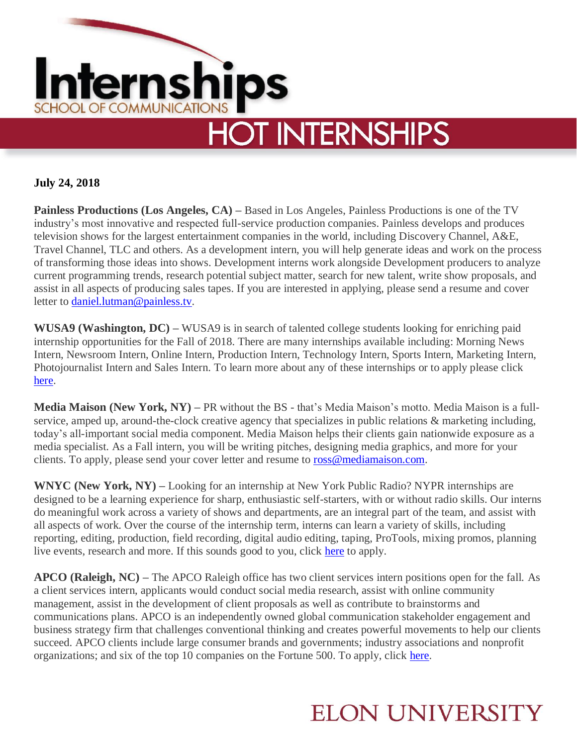# Internships
SCHOOL OF COMMUNICATIONS

## HOT INTERNSHIPS

**July 24, 2018**

**Painless Productions (Los Angeles, CA) –** Based in Los Angeles, Painless Productions is one of the TV industry's most innovative and respected full-service production companies. Painless develops and produces television shows for the largest entertainment companies in the world, including Discovery Channel, A&E, Travel Channel, TLC and others. As a development intern, you will help generate ideas and work on the process of transforming those ideas into shows. Development interns work alongside Development producers to analyze current programming trends, research potential subject matter, search for new talent, write show proposals, and assist in all aspects of producing sales tapes. If you are interested in applying, please send a resume and cover letter to daniel.lutman@painless.tv.

**WUSA9 (Washington, DC) –** WUSA9 is in search of talented college students looking for enriching paid internship opportunities for the Fall of 2018. There are many internships available including: Morning News Intern, Newsroom Intern, Online Intern, Production Intern, Technology Intern, Sports Intern, Marketing Intern, Photojournalist Intern and Sales Intern. To learn more about any of these internships or to apply please click here.

**Media Maison (New York, NY) –** PR without the BS - that's Media Maison's motto. Media Maison is a full-service, amped up, around-the-clock creative agency that specializes in public relations & marketing including, today's all-important social media component. Media Maison helps their clients gain nationwide exposure as a media specialist. As a Fall intern, you will be writing pitches, designing media graphics, and more for your clients. To apply, please send your cover letter and resume to ross@mediamaison.com.

**WNYC (New York, NY) –** Looking for an internship at New York Public Radio? NYPR internships are designed to be a learning experience for sharp, enthusiastic self-starters, with or without radio skills. Our interns do meaningful work across a variety of shows and departments, are an integral part of the team, and assist with all aspects of work. Over the course of the internship term, interns can learn a variety of skills, including reporting, editing, production, field recording, digital audio editing, taping, ProTools, mixing promos, planning live events, research and more. If this sounds good to you, click here to apply.

**APCO (Raleigh, NC) –** The APCO Raleigh office has two client services intern positions open for the fall. As a client services intern, applicants would conduct social media research, assist with online community management, assist in the development of client proposals as well as contribute to brainstorms and communications plans. APCO is an independently owned global communication stakeholder engagement and business strategy firm that challenges conventional thinking and creates powerful movements to help our clients succeed. APCO clients include large consumer brands and governments; industry associations and nonprofit organizations; and six of the top 10 companies on the Fortune 500. To apply, click here.

ELON UNIVERSITY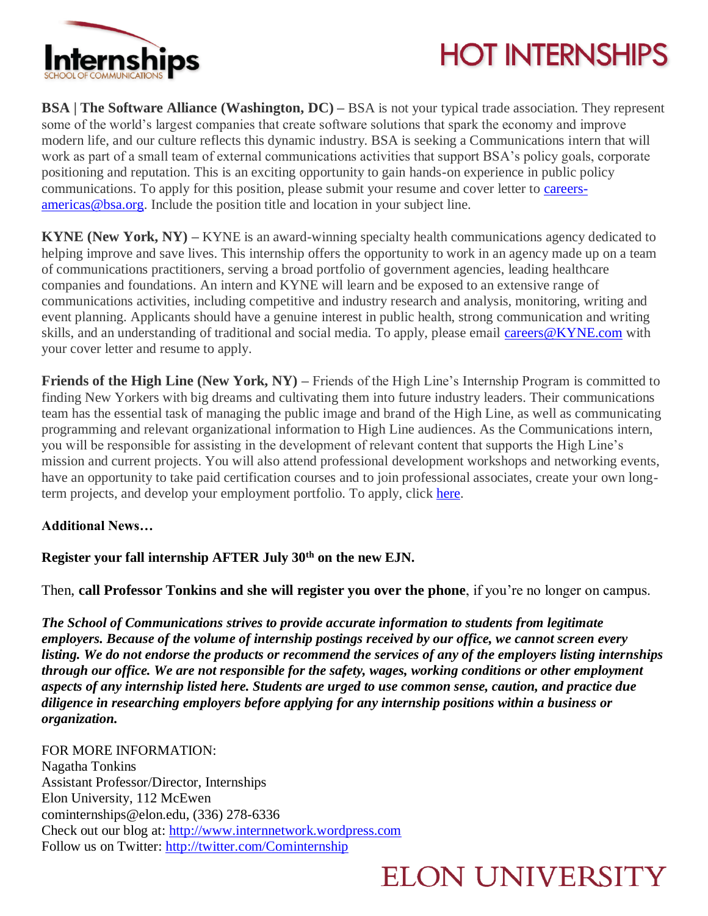# HOT INTERNSHIPS

**BSA | The Software Alliance (Washington, DC) –** BSA is not your typical trade association. They represent some of the world's largest companies that create software solutions that spark the economy and improve modern life, and our culture reflects this dynamic industry. BSA is seeking a Communications intern that will work as part of a small team of external communications activities that support BSA's policy goals, corporate positioning and reputation. This is an exciting opportunity to gain hands-on experience in public policy communications. To apply for this position, please submit your resume and cover letter to careers-americas@bsa.org. Include the position title and location in your subject line.

**KYNE (New York, NY) –** KYNE is an award-winning specialty health communications agency dedicated to helping improve and save lives. This internship offers the opportunity to work in an agency made up on a team of communications practitioners, serving a broad portfolio of government agencies, leading healthcare companies and foundations. An intern and KYNE will learn and be exposed to an extensive range of communications activities, including competitive and industry research and analysis, monitoring, writing and event planning. Applicants should have a genuine interest in public health, strong communication and writing skills, and an understanding of traditional and social media. To apply, please email careers@KYNE.com with your cover letter and resume to apply.

**Friends of the High Line (New York, NY) –** Friends of the High Line's Internship Program is committed to finding New Yorkers with big dreams and cultivating them into future industry leaders. Their communications team has the essential task of managing the public image and brand of the High Line, as well as communicating programming and relevant organizational information to High Line audiences. As the Communications intern, you will be responsible for assisting in the development of relevant content that supports the High Line's mission and current projects. You will also attend professional development workshops and networking events, have an opportunity to take paid certification courses and to join professional associates, create your own long-term projects, and develop your employment portfolio. To apply, click here.

**Additional News…**

**Register your fall internship AFTER July 30th on the new EJN.**

Then, **call Professor Tonkins and she will register you over the phone**, if you're no longer on campus.

***The School of Communications strives to provide accurate information to students from legitimate employers. Because of the volume of internship postings received by our office, we cannot screen every listing. We do not endorse the products or recommend the services of any of the employers listing internships through our office. We are not responsible for the safety, wages, working conditions or other employment aspects of any internship listed here. Students are urged to use common sense, caution, and practice due diligence in researching employers before applying for any internship positions within a business or organization.***

FOR MORE INFORMATION:
Nagatha Tonkins
Assistant Professor/Director, Internships
Elon University, 112 McEwen
cominternships@elon.edu, (336) 278-6336
Check out our blog at: http://www.internnetwork.wordpress.com
Follow us on Twitter: http://twitter.com/Cominternship

ELON UNIVERSITY